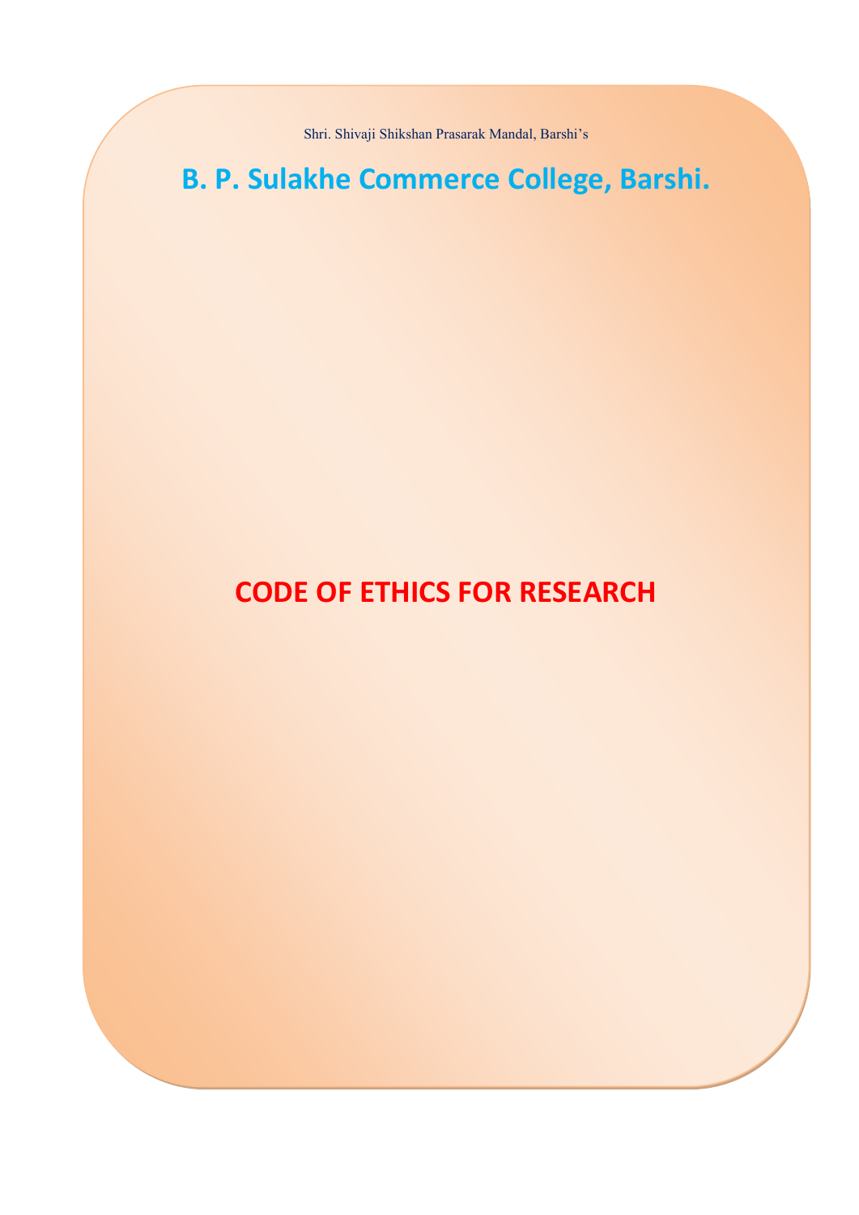Shri. Shivaji Shikshan Prasarak Mandal, Barshi's

# B. P. Sulakhe Commerce College, Barshi.

# CODE OF ETHICS FOR RESEARCH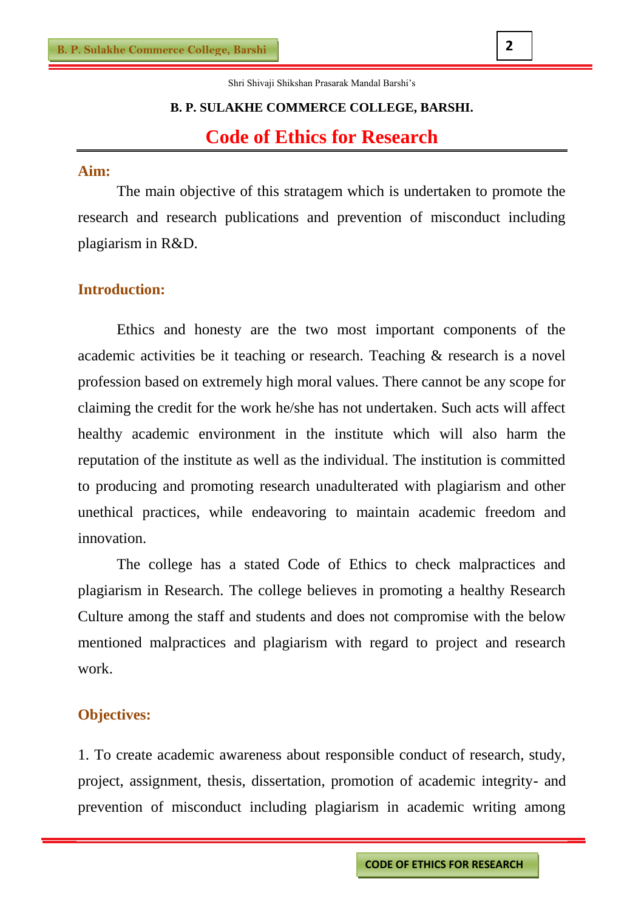Shri Shivaji Shikshan Prasarak Mandal Barshi's

**B. P. SULAKHE COMMERCE COLLEGE, BARSHI.**

# Code of Ethics for Research

## Aim:

The main objective of this stratagem which is undertaken to promote the research and research publications and prevention of misconduct including plagiarism in R&D.

## Introduction:

Ethics and honesty are the two most important components of the academic activities be it teaching or research. Teaching & research is a novel profession based on extremely high moral values. There cannot be any scope for claiming the credit for the work he/she has not undertaken. Such acts will affect healthy academic environment in the institute which will also harm the reputation of the institute as well as the individual. The institution is committed to producing and promoting research unadulterated with plagiarism and other unethical practices, while endeavoring to maintain academic freedom and innovation.

The college has a stated Code of Ethics to check malpractices and plagiarism in Research. The college believes in promoting a healthy Research Culture among the staff and students and does not compromise with the below mentioned malpractices and plagiarism with regard to project and research work.

## Objectives:

1. To create academic awareness about responsible conduct of research, study, project, assignment, thesis, dissertation, promotion of academic integrity- and prevention of misconduct including plagiarism in academic writing among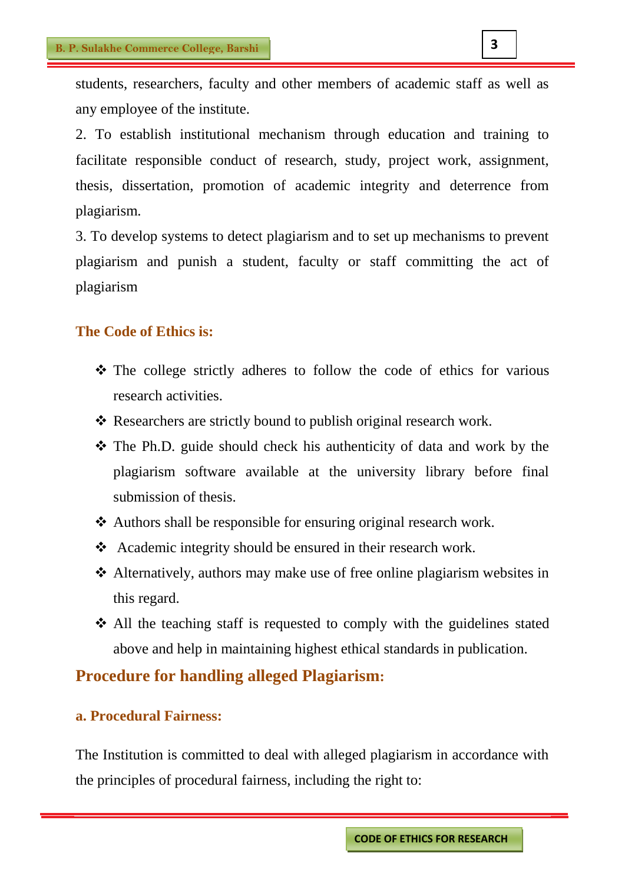students, researchers, faculty and other members of academic staff as well as any employee of the institute.

2. To establish institutional mechanism through education and training to facilitate responsible conduct of research, study, project work, assignment, thesis, dissertation, promotion of academic integrity and deterrence from plagiarism.

3. To develop systems to detect plagiarism and to set up mechanisms to prevent plagiarism and punish a student, faculty or staff committing the act of plagiarism

### The Code of Ethics is:

- The college strictly adheres to follow the code of ethics for various research activities.
- Researchers are strictly bound to publish original research work.
- The Ph.D. guide should check his authenticity of data and work by the plagiarism software available at the university library before final submission of thesis.
- Authors shall be responsible for ensuring original research work.
- Academic integrity should be ensured in their research work.
- Alternatively, authors may make use of free online plagiarism websites in this regard.
- All the teaching staff is requested to comply with the guidelines stated above and help in maintaining highest ethical standards in publication.

## Procedure for handling alleged Plagiarism:

### a. Procedural Fairness:

The Institution is committed to deal with alleged plagiarism in accordance with the principles of procedural fairness, including the right to: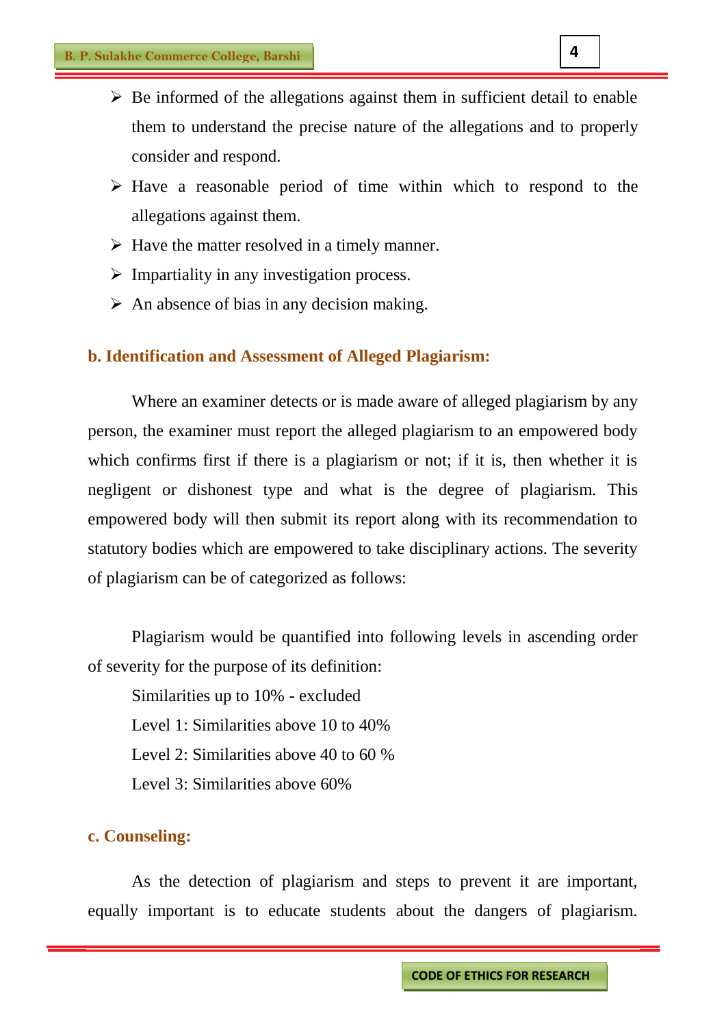- Be informed of the allegations against them in sufficient detail to enable them to understand the precise nature of the allegations and to properly consider and respond.
- Have a reasonable period of time within which to respond to the allegations against them.
- Have the matter resolved in a timely manner.
- Impartiality in any investigation process.
- An absence of bias in any decision making.

### b. Identification and Assessment of Alleged Plagiarism:

Where an examiner detects or is made aware of alleged plagiarism by any person, the examiner must report the alleged plagiarism to an empowered body which confirms first if there is a plagiarism or not; if it is, then whether it is negligent or dishonest type and what is the degree of plagiarism. This empowered body will then submit its report along with its recommendation to statutory bodies which are empowered to take disciplinary actions. The severity of plagiarism can be of categorized as follows:

Plagiarism would be quantified into following levels in ascending order of severity for the purpose of its definition:

Similarities up to 10% - excluded

Level 1: Similarities above 10 to 40%

Level 2: Similarities above 40 to 60 %

Level 3: Similarities above 60%

### c. Counseling:

As the detection of plagiarism and steps to prevent it are important, equally important is to educate students about the dangers of plagiarism.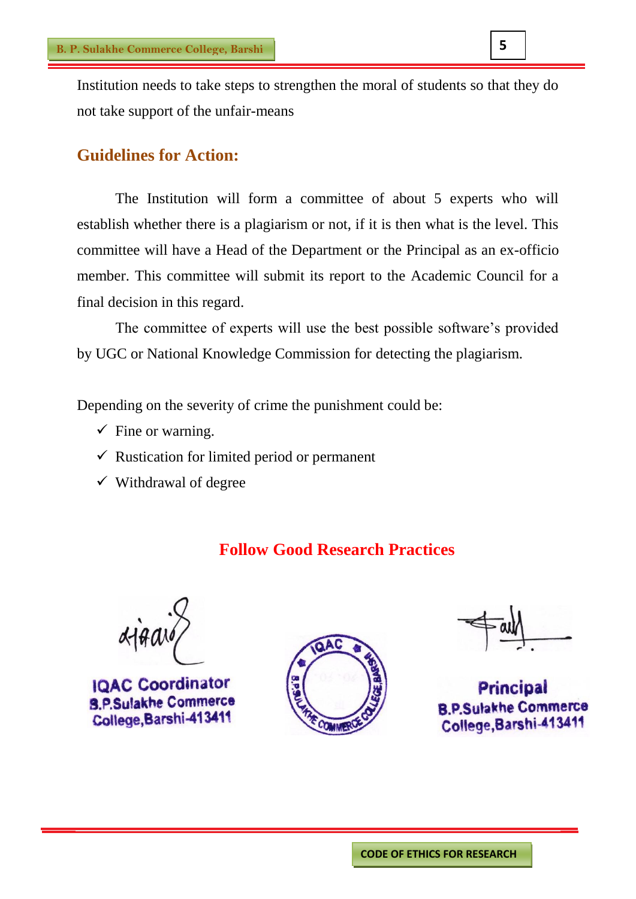Institution needs to take steps to strengthen the moral of students so that they do not take support of the unfair-means

## Guidelines for Action:

The Institution will form a committee of about 5 experts who will establish whether there is a plagiarism or not, if it is then what is the level. This committee will have a Head of the Department or the Principal as an ex-officio member. This committee will submit its report to the Academic Council for a final decision in this regard.

The committee of experts will use the best possible software's provided by UGC or National Knowledge Commission for detecting the plagiarism.

Depending on the severity of crime the punishment could be:

- ✓ Fine or warning.
- ✓ Rustication for limited period or permanent
- ✓ Withdrawal of degree

**Follow Good Research Practices**

IQAC Coordinator
B.P.Sulakhe Commerce
College,Barshi-413411

IQAC
B.P.SULAKHE COMMERCE COLLEGE, BARSHI

Principal
B.P.Sulakhe Commerce
College,Barshi-413411